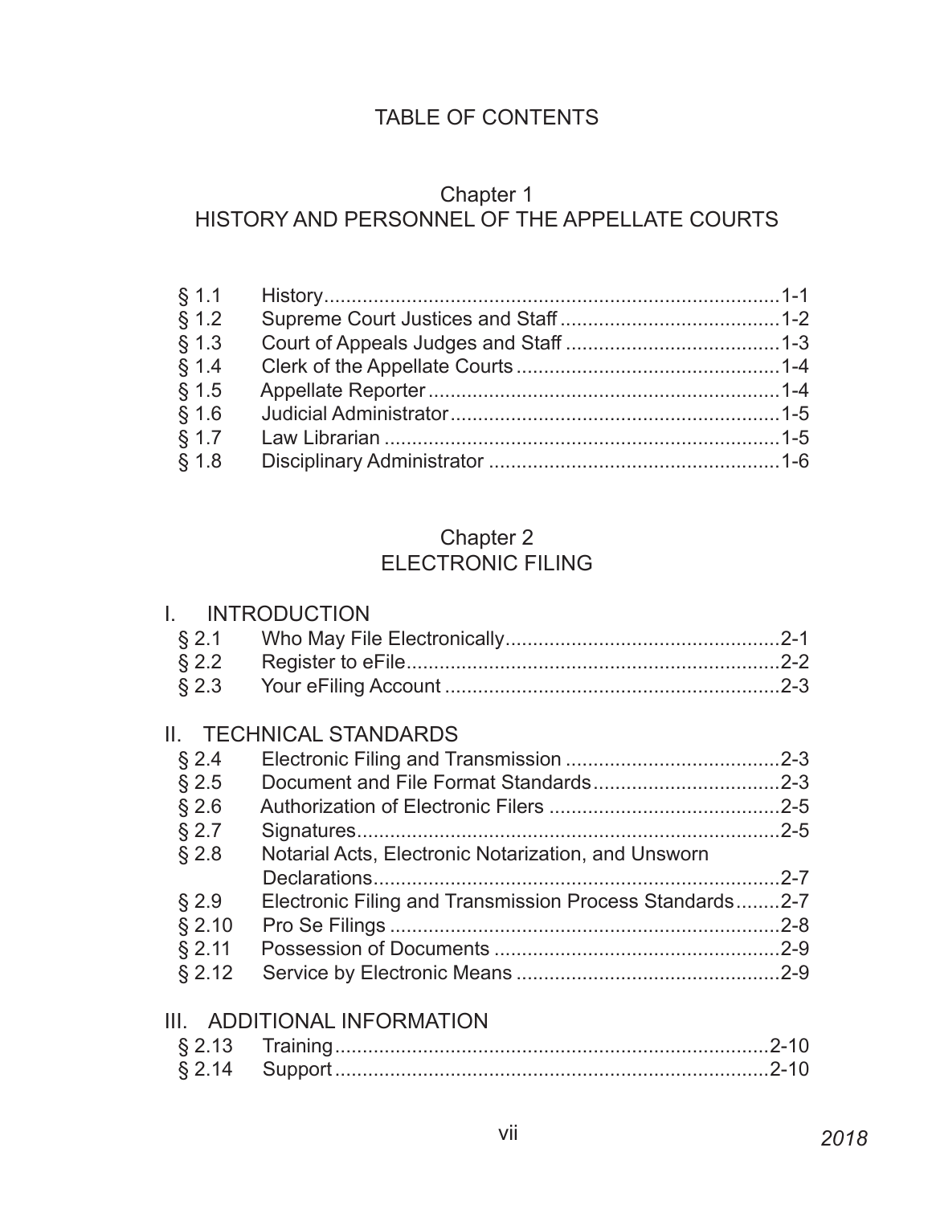# TABLE OF CONTENTS

## Chapter 1
## HISTORY AND PERSONNEL OF THE APPELLATE COURTS

| | | |
|---|---|---|
| § 1.1 | History | 1-1 |
| § 1.2 | Supreme Court Justices and Staff | 1-2 |
| § 1.3 | Court of Appeals Judges and Staff | 1-3 |
| § 1.4 | Clerk of the Appellate Courts | 1-4 |
| § 1.5 | Appellate Reporter | 1-4 |
| § 1.6 | Judicial Administrator | 1-5 |
| § 1.7 | Law Librarian | 1-5 |
| § 1.8 | Disciplinary Administrator | 1-6 |

## Chapter 2
## ELECTRONIC FILING

### I. INTRODUCTION

| | | |
|---|---|---|
| § 2.1 | Who May File Electronically | 2-1 |
| § 2.2 | Register to eFile | 2-2 |
| § 2.3 | Your eFiling Account | 2-3 |

### II. TECHNICAL STANDARDS

| | | |
|---|---|---|
| § 2.4 | Electronic Filing and Transmission | 2-3 |
| § 2.5 | Document and File Format Standards | 2-3 |
| § 2.6 | Authorization of Electronic Filers | 2-5 |
| § 2.7 | Signatures | 2-5 |
| § 2.8 | Notarial Acts, Electronic Notarization, and Unsworn Declarations | 2-7 |
| § 2.9 | Electronic Filing and Transmission Process Standards | 2-7 |
| § 2.10 | Pro Se Filings | 2-8 |
| § 2.11 | Possession of Documents | 2-9 |
| § 2.12 | Service by Electronic Means | 2-9 |

### III. ADDITIONAL INFORMATION

| | | |
|---|---|---|
| § 2.13 | Training | 2-10 |
| § 2.14 | Support | 2-10 |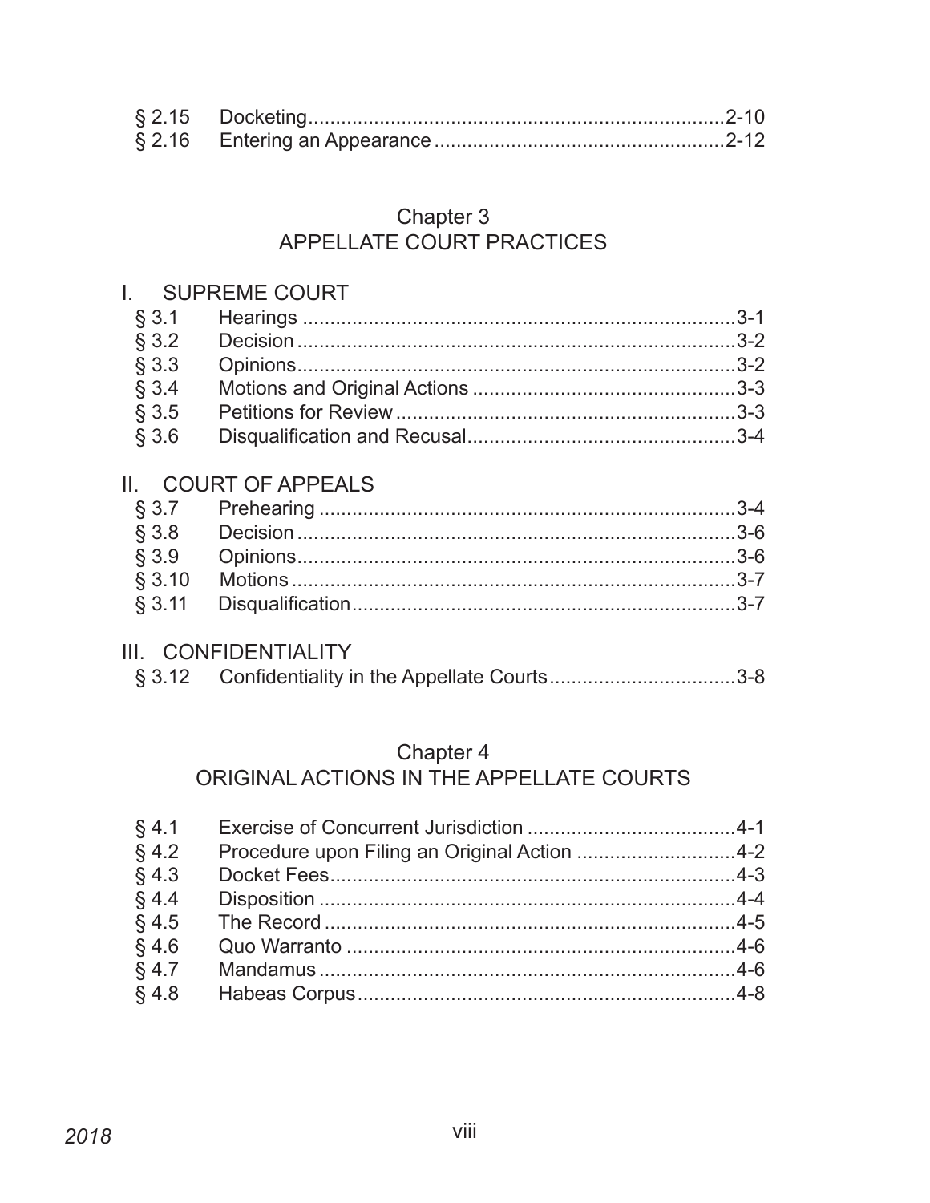| | | |
|---|---|---|
| § 2.15 | Docketing | 2-10 |
| § 2.16 | Entering an Appearance | 2-12 |

## Chapter 3
## APPELLATE COURT PRACTICES

### I. SUPREME COURT

| | | |
|---|---|---|
| § 3.1 | Hearings | 3-1 |
| § 3.2 | Decision | 3-2 |
| § 3.3 | Opinions | 3-2 |
| § 3.4 | Motions and Original Actions | 3-3 |
| § 3.5 | Petitions for Review | 3-3 |
| § 3.6 | Disqualification and Recusal | 3-4 |

### II. COURT OF APPEALS

| | | |
|---|---|---|
| § 3.7 | Prehearing | 3-4 |
| § 3.8 | Decision | 3-6 |
| § 3.9 | Opinions | 3-6 |
| § 3.10 | Motions | 3-7 |
| § 3.11 | Disqualification | 3-7 |

### III. CONFIDENTIALITY

| | | |
|---|---|---|
| § 3.12 | Confidentiality in the Appellate Courts | 3-8 |

## Chapter 4
## ORIGINAL ACTIONS IN THE APPELLATE COURTS

| | | |
|---|---|---|
| § 4.1 | Exercise of Concurrent Jurisdiction | 4-1 |
| § 4.2 | Procedure upon Filing an Original Action | 4-2 |
| § 4.3 | Docket Fees | 4-3 |
| § 4.4 | Disposition | 4-4 |
| § 4.5 | The Record | 4-5 |
| § 4.6 | Quo Warranto | 4-6 |
| § 4.7 | Mandamus | 4-6 |
| § 4.8 | Habeas Corpus | 4-8 |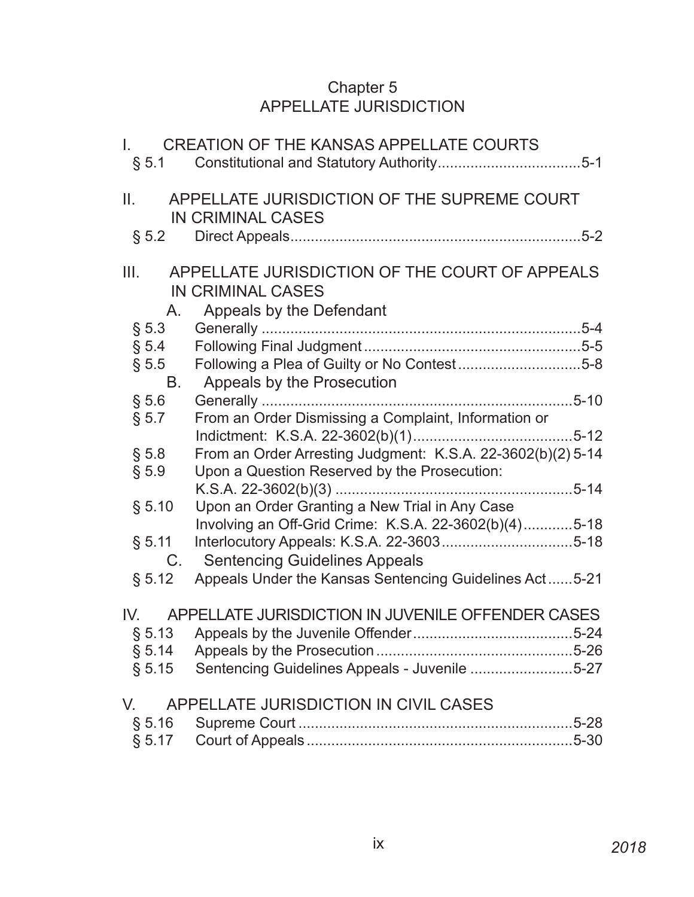# Chapter 5
# APPELLATE JURISDICTION

## I. CREATION OF THE KANSAS APPELLATE COURTS

§ 5.1 Constitutional and Statutory Authority....................................5-1

## II. APPELLATE JURISDICTION OF THE SUPREME COURT IN CRIMINAL CASES

§ 5.2 Direct Appeals.......................................................................5-2

## III. APPELLATE JURISDICTION OF THE COURT OF APPEALS IN CRIMINAL CASES

### A. Appeals by the Defendant

§ 5.3 Generally ..............................................................................5-4

§ 5.4 Following Final Judgment .....................................................5-5

§ 5.5 Following a Plea of Guilty or No Contest ..............................5-8

### B. Appeals by the Prosecution

§ 5.6 Generally ..........................................................................5-10

§ 5.7 From an Order Dismissing a Complaint, Information or Indictment: K.S.A. 22-3602(b)(1).......................................5-12

§ 5.8 From an Order Arresting Judgment: K.S.A. 22-3602(b)(2) 5-14

§ 5.9 Upon a Question Reserved by the Prosecution: K.S.A. 22-3602(b)(3) ..........................................................5-14

§ 5.10 Upon an Order Granting a New Trial in Any Case Involving an Off-Grid Crime: K.S.A. 22-3602(b)(4)............5-18

§ 5.11 Interlocutory Appeals: K.S.A. 22-3603................................5-18

### C. Sentencing Guidelines Appeals

§ 5.12 Appeals Under the Kansas Sentencing Guidelines Act......5-21

## IV. APPELLATE JURISDICTION IN JUVENILE OFFENDER CASES

§ 5.13 Appeals by the Juvenile Offender.......................................5-24

§ 5.14 Appeals by the Prosecution ................................................5-26

§ 5.15 Sentencing Guidelines Appeals - Juvenile .........................5-27

## V. APPELLATE JURISDICTION IN CIVIL CASES

§ 5.16 Supreme Court ...................................................................5-28

§ 5.17 Court of Appeals .................................................................5-30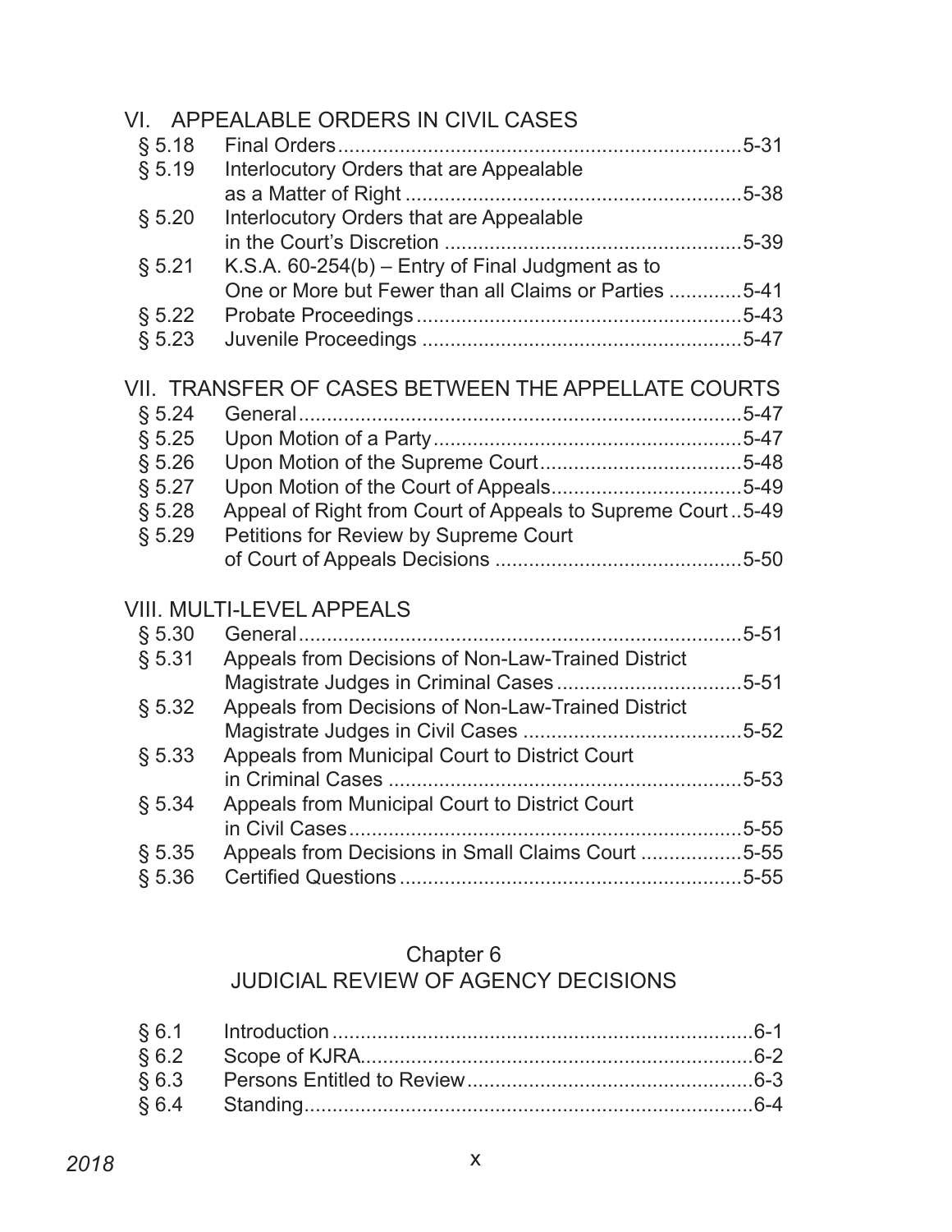## VI. APPEALABLE ORDERS IN CIVIL CASES

§ 5.18 Final Orders ........ 5-31
§ 5.19 Interlocutory Orders that are Appealable as a Matter of Right ........ 5-38
§ 5.20 Interlocutory Orders that are Appealable in the Court's Discretion ........ 5-39
§ 5.21 K.S.A. 60-254(b) – Entry of Final Judgment as to One or More but Fewer than all Claims or Parties ........ 5-41
§ 5.22 Probate Proceedings ........ 5-43
§ 5.23 Juvenile Proceedings ........ 5-47

## VII. TRANSFER OF CASES BETWEEN THE APPELLATE COURTS

§ 5.24 General ........ 5-47
§ 5.25 Upon Motion of a Party ........ 5-47
§ 5.26 Upon Motion of the Supreme Court ........ 5-48
§ 5.27 Upon Motion of the Court of Appeals ........ 5-49
§ 5.28 Appeal of Right from Court of Appeals to Supreme Court ........ 5-49
§ 5.29 Petitions for Review by Supreme Court of Court of Appeals Decisions ........ 5-50

## VIII. MULTI-LEVEL APPEALS

§ 5.30 General ........ 5-51
§ 5.31 Appeals from Decisions of Non-Law-Trained District Magistrate Judges in Criminal Cases ........ 5-51
§ 5.32 Appeals from Decisions of Non-Law-Trained District Magistrate Judges in Civil Cases ........ 5-52
§ 5.33 Appeals from Municipal Court to District Court in Criminal Cases ........ 5-53
§ 5.34 Appeals from Municipal Court to District Court in Civil Cases ........ 5-55
§ 5.35 Appeals from Decisions in Small Claims Court ........ 5-55
§ 5.36 Certified Questions ........ 5-55

# Chapter 6
# JUDICIAL REVIEW OF AGENCY DECISIONS

§ 6.1 Introduction ........ 6-1
§ 6.2 Scope of KJRA ........ 6-2
§ 6.3 Persons Entitled to Review ........ 6-3
§ 6.4 Standing ........ 6-4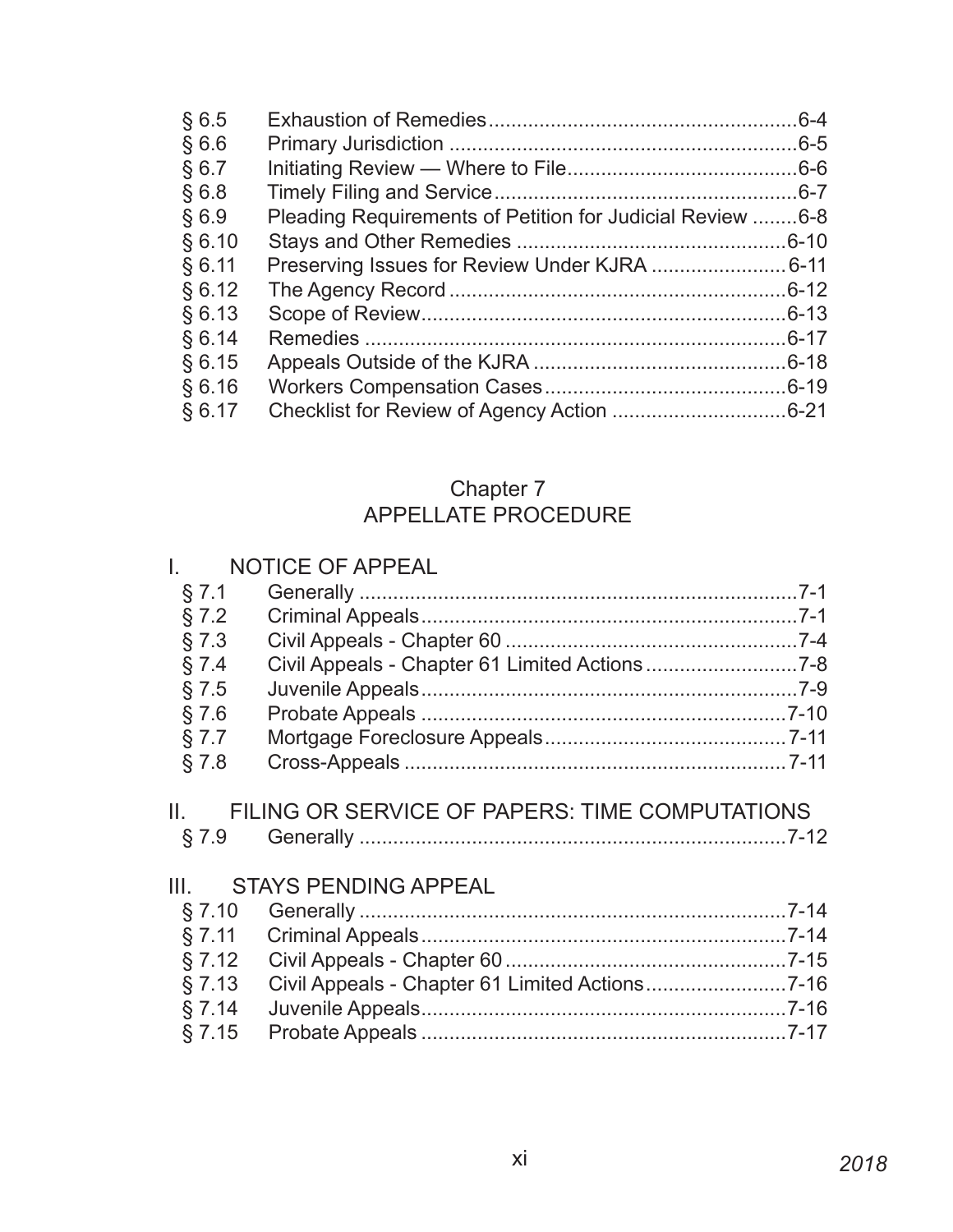| | | |
|---|---|---|
| § 6.5 | Exhaustion of Remedies | 6-4 |
| § 6.6 | Primary Jurisdiction | 6-5 |
| § 6.7 | Initiating Review — Where to File | 6-6 |
| § 6.8 | Timely Filing and Service | 6-7 |
| § 6.9 | Pleading Requirements of Petition for Judicial Review | 6-8 |
| § 6.10 | Stays and Other Remedies | 6-10 |
| § 6.11 | Preserving Issues for Review Under KJRA | 6-11 |
| § 6.12 | The Agency Record | 6-12 |
| § 6.13 | Scope of Review | 6-13 |
| § 6.14 | Remedies | 6-17 |
| § 6.15 | Appeals Outside of the KJRA | 6-18 |
| § 6.16 | Workers Compensation Cases | 6-19 |
| § 6.17 | Checklist for Review of Agency Action | 6-21 |

## Chapter 7
## APPELLATE PROCEDURE

### I. NOTICE OF APPEAL

| | | |
|---|---|---|
| § 7.1 | Generally | 7-1 |
| § 7.2 | Criminal Appeals | 7-1 |
| § 7.3 | Civil Appeals - Chapter 60 | 7-4 |
| § 7.4 | Civil Appeals - Chapter 61 Limited Actions | 7-8 |
| § 7.5 | Juvenile Appeals | 7-9 |
| § 7.6 | Probate Appeals | 7-10 |
| § 7.7 | Mortgage Foreclosure Appeals | 7-11 |
| § 7.8 | Cross-Appeals | 7-11 |

### II. FILING OR SERVICE OF PAPERS: TIME COMPUTATIONS

| | | |
|---|---|---|
| § 7.9 | Generally | 7-12 |

### III. STAYS PENDING APPEAL

| | | |
|---|---|---|
| § 7.10 | Generally | 7-14 |
| § 7.11 | Criminal Appeals | 7-14 |
| § 7.12 | Civil Appeals - Chapter 60 | 7-15 |
| § 7.13 | Civil Appeals - Chapter 61 Limited Actions | 7-16 |
| § 7.14 | Juvenile Appeals | 7-16 |
| § 7.15 | Probate Appeals | 7-17 |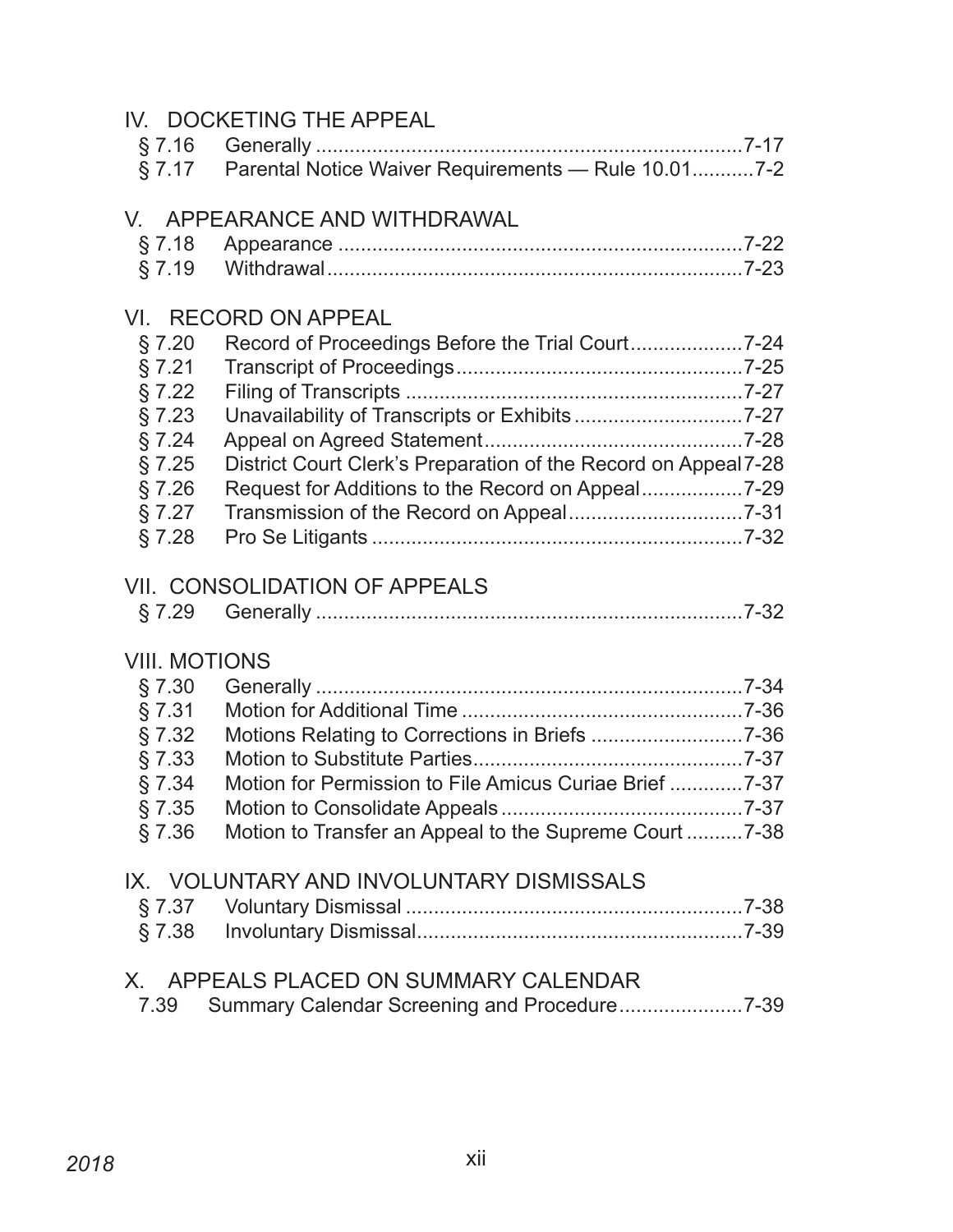## IV. DOCKETING THE APPEAL

§ 7.16 Generally ........................................................................7-17
§ 7.17 Parental Notice Waiver Requirements — Rule 10.01...........7-2

## V. APPEARANCE AND WITHDRAWAL

§ 7.18 Appearance ......................................................................7-22
§ 7.19 Withdrawal........................................................................7-23

## VI. RECORD ON APPEAL

§ 7.20 Record of Proceedings Before the Trial Court....................7-24
§ 7.21 Transcript of Proceedings..................................................7-25
§ 7.22 Filing of Transcripts ..........................................................7-27
§ 7.23 Unavailability of Transcripts or Exhibits .............................7-27
§ 7.24 Appeal on Agreed Statement.............................................7-28
§ 7.25 District Court Clerk's Preparation of the Record on Appeal 7-28
§ 7.26 Request for Additions to the Record on Appeal..................7-29
§ 7.27 Transmission of the Record on Appeal...............................7-31
§ 7.28 Pro Se Litigants .................................................................7-32

## VII. CONSOLIDATION OF APPEALS

§ 7.29 Generally ........................................................................7-32

## VIII. MOTIONS

§ 7.30 Generally ........................................................................7-34
§ 7.31 Motion for Additional Time .................................................7-36
§ 7.32 Motions Relating to Corrections in Briefs ...........................7-36
§ 7.33 Motion to Substitute Parties................................................7-37
§ 7.34 Motion for Permission to File Amicus Curiae Brief .............7-37
§ 7.35 Motion to Consolidate Appeals ...........................................7-37
§ 7.36 Motion to Transfer an Appeal to the Supreme Court ..........7-38

## IX. VOLUNTARY AND INVOLUNTARY DISMISSALS

§ 7.37 Voluntary Dismissal ...........................................................7-38
§ 7.38 Involuntary Dismissal.........................................................7-39

## X. APPEALS PLACED ON SUMMARY CALENDAR

7.39 Summary Calendar Screening and Procedure......................7-39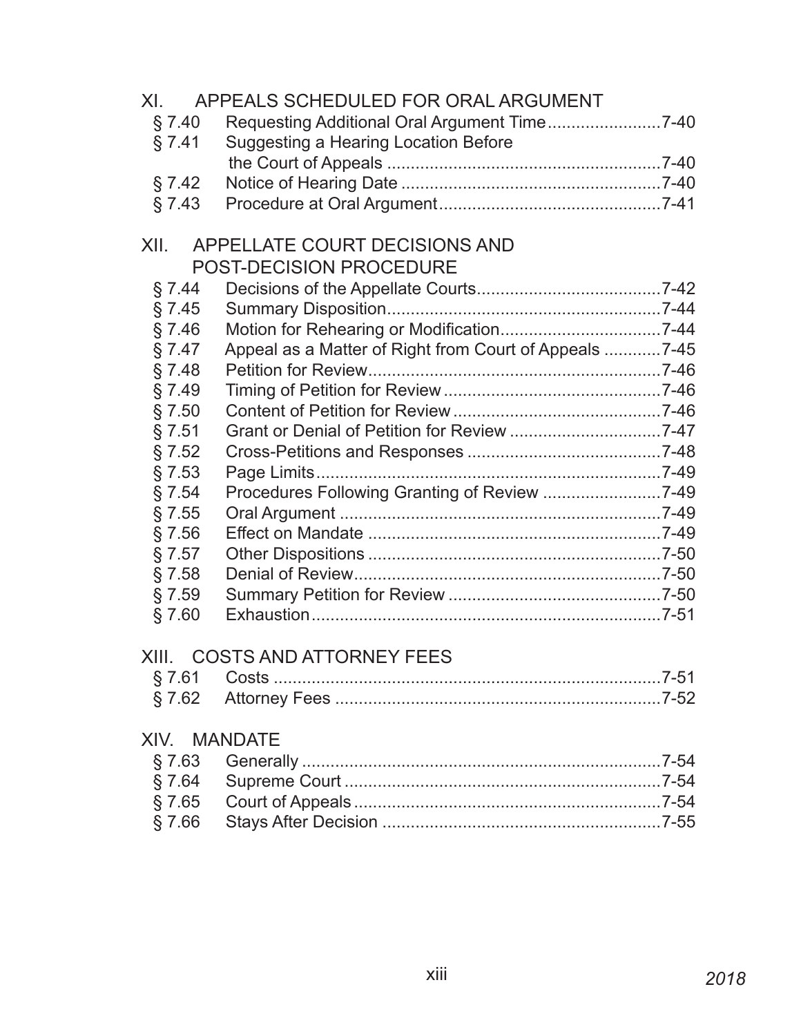## XI. APPEALS SCHEDULED FOR ORAL ARGUMENT

| | | |
|---|---|---|
| § 7.40 | Requesting Additional Oral Argument Time | 7-40 |
| § 7.41 | Suggesting a Hearing Location Before the Court of Appeals | 7-40 |
| § 7.42 | Notice of Hearing Date | 7-40 |
| § 7.43 | Procedure at Oral Argument | 7-41 |

## XII. APPELLATE COURT DECISIONS AND POST-DECISION PROCEDURE

| | | |
|---|---|---|
| § 7.44 | Decisions of the Appellate Courts | 7-42 |
| § 7.45 | Summary Disposition | 7-44 |
| § 7.46 | Motion for Rehearing or Modification | 7-44 |
| § 7.47 | Appeal as a Matter of Right from Court of Appeals | 7-45 |
| § 7.48 | Petition for Review | 7-46 |
| § 7.49 | Timing of Petition for Review | 7-46 |
| § 7.50 | Content of Petition for Review | 7-46 |
| § 7.51 | Grant or Denial of Petition for Review | 7-47 |
| § 7.52 | Cross-Petitions and Responses | 7-48 |
| § 7.53 | Page Limits | 7-49 |
| § 7.54 | Procedures Following Granting of Review | 7-49 |
| § 7.55 | Oral Argument | 7-49 |
| § 7.56 | Effect on Mandate | 7-49 |
| § 7.57 | Other Dispositions | 7-50 |
| § 7.58 | Denial of Review | 7-50 |
| § 7.59 | Summary Petition for Review | 7-50 |
| § 7.60 | Exhaustion | 7-51 |

## XIII. COSTS AND ATTORNEY FEES

| | | |
|---|---|---|
| § 7.61 | Costs | 7-51 |
| § 7.62 | Attorney Fees | 7-52 |

## XIV. MANDATE

| | | |
|---|---|---|
| § 7.63 | Generally | 7-54 |
| § 7.64 | Supreme Court | 7-54 |
| § 7.65 | Court of Appeals | 7-54 |
| § 7.66 | Stays After Decision | 7-55 |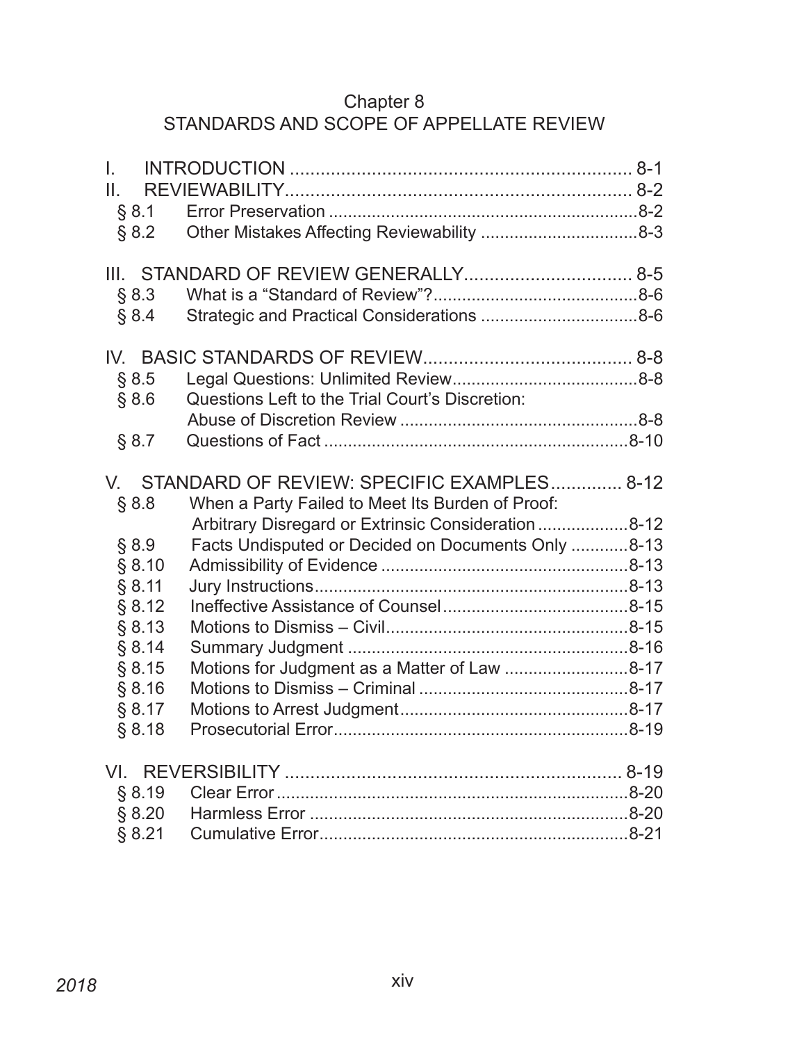# Chapter 8
# STANDARDS AND SCOPE OF APPELLATE REVIEW

I. INTRODUCTION .................................................................. 8-1

II. REVIEWABILITY.................................................................. 8-2

§ 8.1 Error Preservation ................................................................8-2

§ 8.2 Other Mistakes Affecting Reviewability ................................8-3

III. STANDARD OF REVIEW GENERALLY................................ 8-5

§ 8.3 What is a "Standard of Review"?..........................................8-6

§ 8.4 Strategic and Practical Considerations ................................8-6

IV. BASIC STANDARDS OF REVIEW........................................ 8-8

§ 8.5 Legal Questions: Unlimited Review......................................8-8

§ 8.6 Questions Left to the Trial Court's Discretion: Abuse of Discretion Review .................................................8-8

§ 8.7 Questions of Fact ................................................................8-10

V. STANDARD OF REVIEW: SPECIFIC EXAMPLES............. 8-12

§ 8.8 When a Party Failed to Meet Its Burden of Proof: Arbitrary Disregard or Extrinsic Consideration ..................8-12

§ 8.9 Facts Undisputed or Decided on Documents Only ...........8-13

§ 8.10 Admissibility of Evidence ...................................................8-13

§ 8.11 Jury Instructions.................................................................8-13

§ 8.12 Ineffective Assistance of Counsel.......................................8-15

§ 8.13 Motions to Dismiss – Civil...................................................8-15

§ 8.14 Summary Judgment ...........................................................8-16

§ 8.15 Motions for Judgment as a Matter of Law ..........................8-17

§ 8.16 Motions to Dismiss – Criminal ............................................8-17

§ 8.17 Motions to Arrest Judgment................................................8-17

§ 8.18 Prosecutorial Error..............................................................8-19

VI. REVERSIBILITY .................................................................. 8-19

§ 8.19 Clear Error ..........................................................................8-20

§ 8.20 Harmless Error ...................................................................8-20

§ 8.21 Cumulative Error.................................................................8-21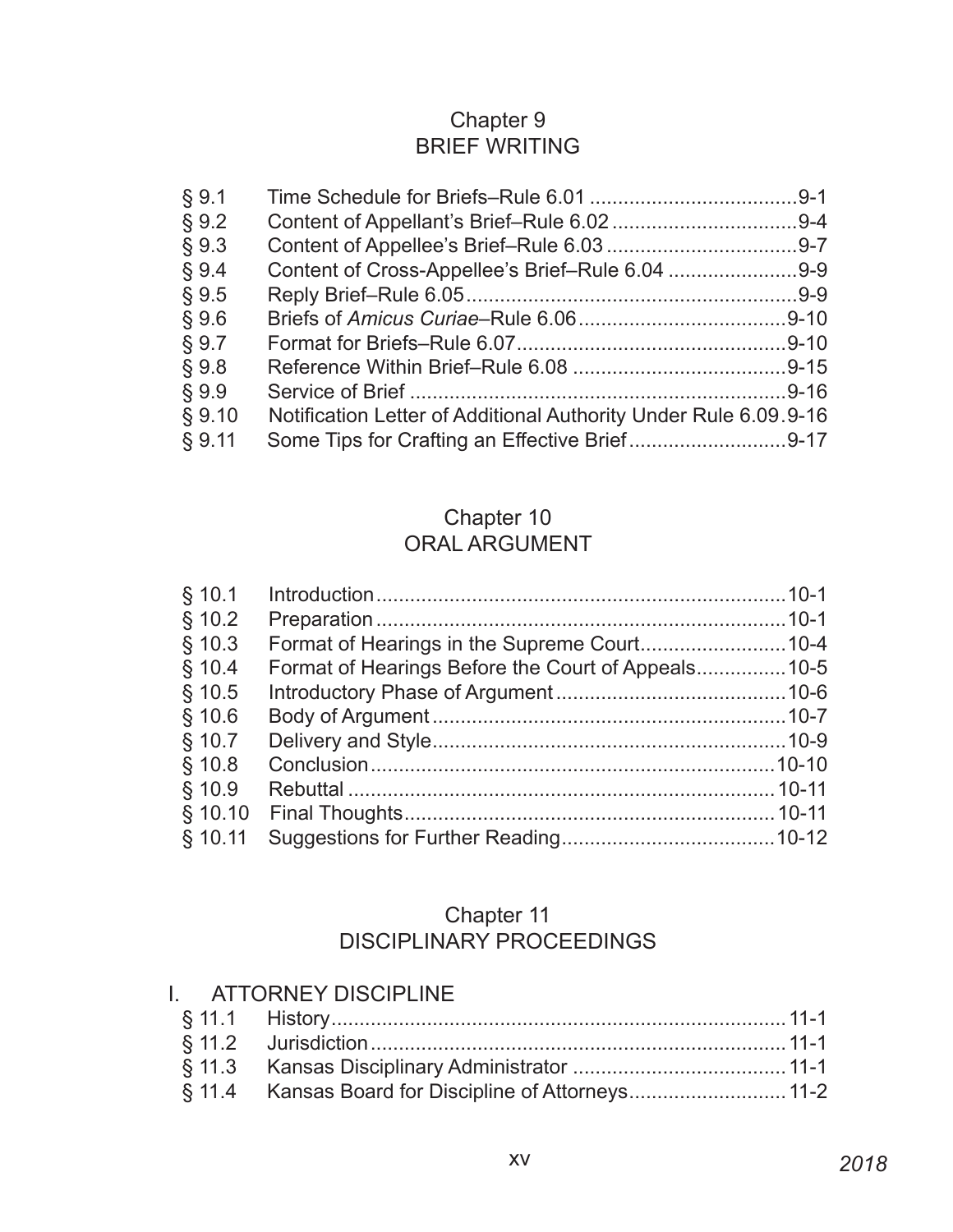## Chapter 9
## BRIEF WRITING

| | | |
|---|---|---|
| § 9.1 | Time Schedule for Briefs–Rule 6.01 | 9-1 |
| § 9.2 | Content of Appellant's Brief–Rule 6.02 | 9-4 |
| § 9.3 | Content of Appellee's Brief–Rule 6.03 | 9-7 |
| § 9.4 | Content of Cross-Appellee's Brief–Rule 6.04 | 9-9 |
| § 9.5 | Reply Brief–Rule 6.05 | 9-9 |
| § 9.6 | Briefs of *Amicus Curiae*–Rule 6.06 | 9-10 |
| § 9.7 | Format for Briefs–Rule 6.07 | 9-10 |
| § 9.8 | Reference Within Brief–Rule 6.08 | 9-15 |
| § 9.9 | Service of Brief | 9-16 |
| § 9.10 | Notification Letter of Additional Authority Under Rule 6.09 | 9-16 |
| § 9.11 | Some Tips for Crafting an Effective Brief | 9-17 |

## Chapter 10
## ORAL ARGUMENT

| | | |
|---|---|---|
| § 10.1 | Introduction | 10-1 |
| § 10.2 | Preparation | 10-1 |
| § 10.3 | Format of Hearings in the Supreme Court | 10-4 |
| § 10.4 | Format of Hearings Before the Court of Appeals | 10-5 |
| § 10.5 | Introductory Phase of Argument | 10-6 |
| § 10.6 | Body of Argument | 10-7 |
| § 10.7 | Delivery and Style | 10-9 |
| § 10.8 | Conclusion | 10-10 |
| § 10.9 | Rebuttal | 10-11 |
| § 10.10 | Final Thoughts | 10-11 |
| § 10.11 | Suggestions for Further Reading | 10-12 |

## Chapter 11
## DISCIPLINARY PROCEEDINGS

### I. ATTORNEY DISCIPLINE

| | | |
|---|---|---|
| § 11.1 | History | 11-1 |
| § 11.2 | Jurisdiction | 11-1 |
| § 11.3 | Kansas Disciplinary Administrator | 11-1 |
| § 11.4 | Kansas Board for Discipline of Attorneys | 11-2 |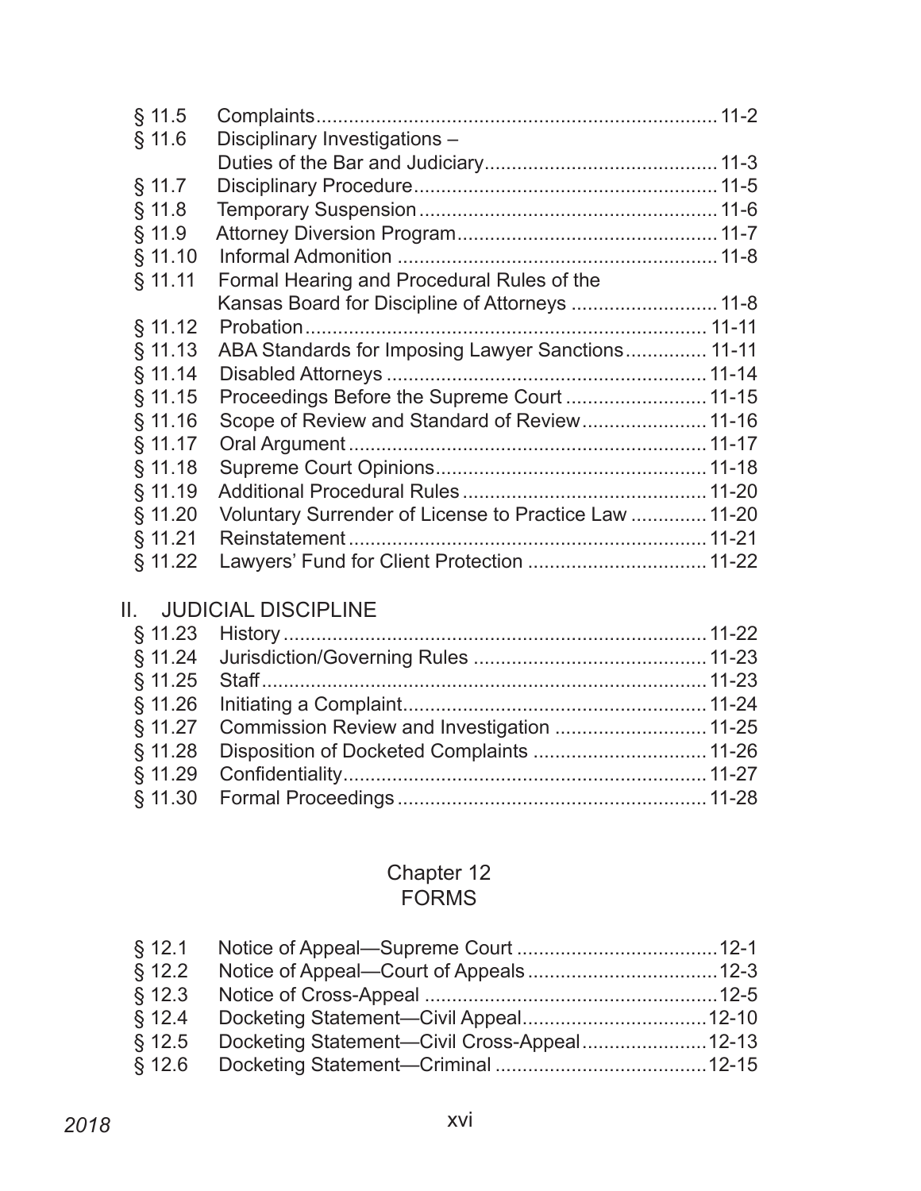| | | |
|---|---|---|
| § 11.5 | Complaints | 11-2 |
| § 11.6 | Disciplinary Investigations – Duties of the Bar and Judiciary | 11-3 |
| § 11.7 | Disciplinary Procedure | 11-5 |
| § 11.8 | Temporary Suspension | 11-6 |
| § 11.9 | Attorney Diversion Program | 11-7 |
| § 11.10 | Informal Admonition | 11-8 |
| § 11.11 | Formal Hearing and Procedural Rules of the Kansas Board for Discipline of Attorneys | 11-8 |
| § 11.12 | Probation | 11-11 |
| § 11.13 | ABA Standards for Imposing Lawyer Sanctions | 11-11 |
| § 11.14 | Disabled Attorneys | 11-14 |
| § 11.15 | Proceedings Before the Supreme Court | 11-15 |
| § 11.16 | Scope of Review and Standard of Review | 11-16 |
| § 11.17 | Oral Argument | 11-17 |
| § 11.18 | Supreme Court Opinions | 11-18 |
| § 11.19 | Additional Procedural Rules | 11-20 |
| § 11.20 | Voluntary Surrender of License to Practice Law | 11-20 |
| § 11.21 | Reinstatement | 11-21 |
| § 11.22 | Lawyers' Fund for Client Protection | 11-22 |

## II. JUDICIAL DISCIPLINE

| | | |
|---|---|---|
| § 11.23 | History | 11-22 |
| § 11.24 | Jurisdiction/Governing Rules | 11-23 |
| § 11.25 | Staff | 11-23 |
| § 11.26 | Initiating a Complaint | 11-24 |
| § 11.27 | Commission Review and Investigation | 11-25 |
| § 11.28 | Disposition of Docketed Complaints | 11-26 |
| § 11.29 | Confidentiality | 11-27 |
| § 11.30 | Formal Proceedings | 11-28 |

# Chapter 12
# FORMS

| | | |
|---|---|---|
| § 12.1 | Notice of Appeal—Supreme Court | 12-1 |
| § 12.2 | Notice of Appeal—Court of Appeals | 12-3 |
| § 12.3 | Notice of Cross-Appeal | 12-5 |
| § 12.4 | Docketing Statement—Civil Appeal | 12-10 |
| § 12.5 | Docketing Statement—Civil Cross-Appeal | 12-13 |
| § 12.6 | Docketing Statement—Criminal | 12-15 |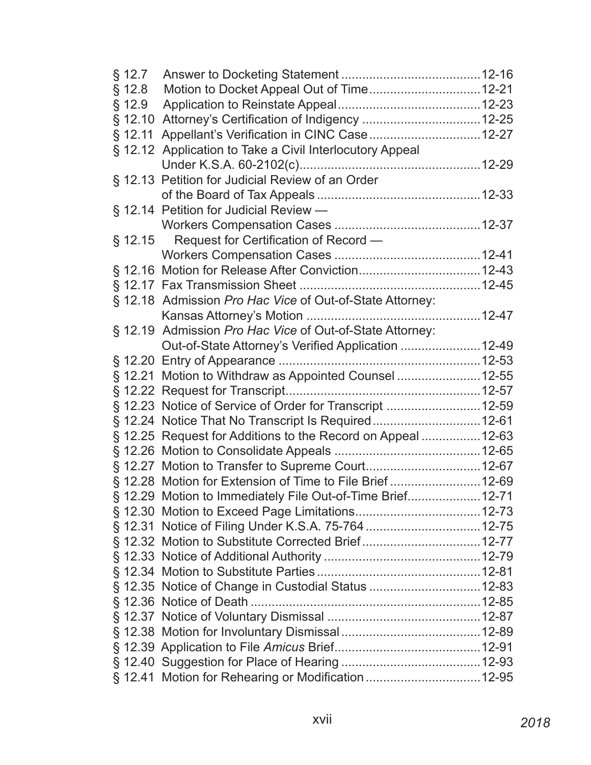| | | |
|---|---|---|
| § 12.7 | Answer to Docketing Statement | 12-16 |
| § 12.8 | Motion to Docket Appeal Out of Time | 12-21 |
| § 12.9 | Application to Reinstate Appeal | 12-23 |
| § 12.10 | Attorney's Certification of Indigency | 12-25 |
| § 12.11 | Appellant's Verification in CINC Case | 12-27 |
| § 12.12 | Application to Take a Civil Interlocutory Appeal Under K.S.A. 60-2102(c) | 12-29 |
| § 12.13 | Petition for Judicial Review of an Order of the Board of Tax Appeals | 12-33 |
| § 12.14 | Petition for Judicial Review — Workers Compensation Cases | 12-37 |
| § 12.15 | Request for Certification of Record — Workers Compensation Cases | 12-41 |
| § 12.16 | Motion for Release After Conviction | 12-43 |
| § 12.17 | Fax Transmission Sheet | 12-45 |
| § 12.18 | Admission *Pro Hac Vice* of Out-of-State Attorney: Kansas Attorney's Motion | 12-47 |
| § 12.19 | Admission *Pro Hac Vice* of Out-of-State Attorney: Out-of-State Attorney's Verified Application | 12-49 |
| § 12.20 | Entry of Appearance | 12-53 |
| § 12.21 | Motion to Withdraw as Appointed Counsel | 12-55 |
| § 12.22 | Request for Transcript | 12-57 |
| § 12.23 | Notice of Service of Order for Transcript | 12-59 |
| § 12.24 | Notice That No Transcript Is Required | 12-61 |
| § 12.25 | Request for Additions to the Record on Appeal | 12-63 |
| § 12.26 | Motion to Consolidate Appeals | 12-65 |
| § 12.27 | Motion to Transfer to Supreme Court | 12-67 |
| § 12.28 | Motion for Extension of Time to File Brief | 12-69 |
| § 12.29 | Motion to Immediately File Out-of-Time Brief | 12-71 |
| § 12.30 | Motion to Exceed Page Limitations | 12-73 |
| § 12.31 | Notice of Filing Under K.S.A. 75-764 | 12-75 |
| § 12.32 | Motion to Substitute Corrected Brief | 12-77 |
| § 12.33 | Notice of Additional Authority | 12-79 |
| § 12.34 | Motion to Substitute Parties | 12-81 |
| § 12.35 | Notice of Change in Custodial Status | 12-83 |
| § 12.36 | Notice of Death | 12-85 |
| § 12.37 | Notice of Voluntary Dismissal | 12-87 |
| § 12.38 | Motion for Involuntary Dismissal | 12-89 |
| § 12.39 | Application to File *Amicus* Brief | 12-91 |
| § 12.40 | Suggestion for Place of Hearing | 12-93 |
| § 12.41 | Motion for Rehearing or Modification | 12-95 |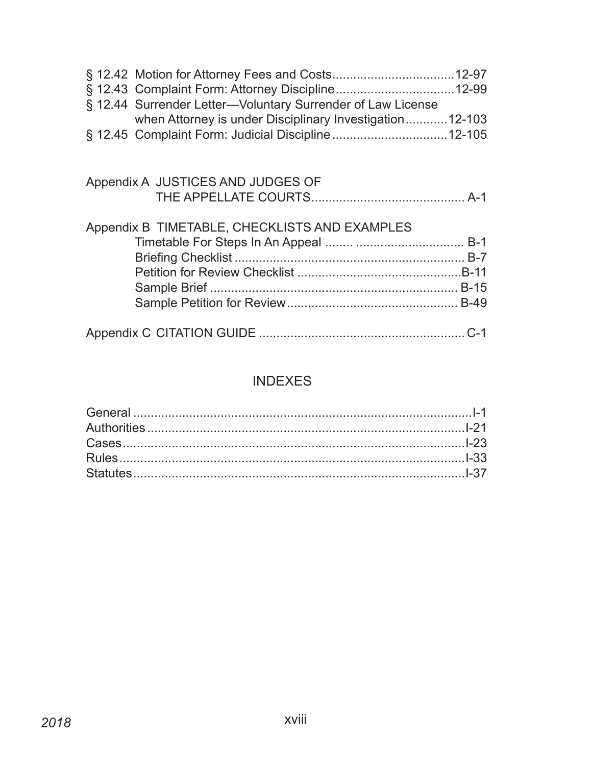§ 12.42 Motion for Attorney Fees and Costs..................................12-97
§ 12.43 Complaint Form: Attorney Discipline.................................12-99
§ 12.44 Surrender Letter—Voluntary Surrender of Law License when Attorney is under Disciplinary Investigation............12-103
§ 12.45 Complaint Form: Judicial Discipline................................12-105

Appendix A JUSTICES AND JUDGES OF THE APPELLATE COURTS........................................... A-1

Appendix B TIMETABLE, CHECKLISTS AND EXAMPLES

Timetable For Steps In An Appeal ........ .............................. B-1
Briefing Checklist ................................................................ B-7
Petition for Review Checklist ..............................................B-11
Sample Brief ...................................................................... B-15
Sample Petition for Review................................................ B-49

Appendix C CITATION GUIDE .......................................................... C-1

## INDEXES

General ..................................................................................I-1
Authorities ............................................................................I-21
Cases.....................................................................................I-23
Rules......................................................................................I-33
Statutes.................................................................................I-37